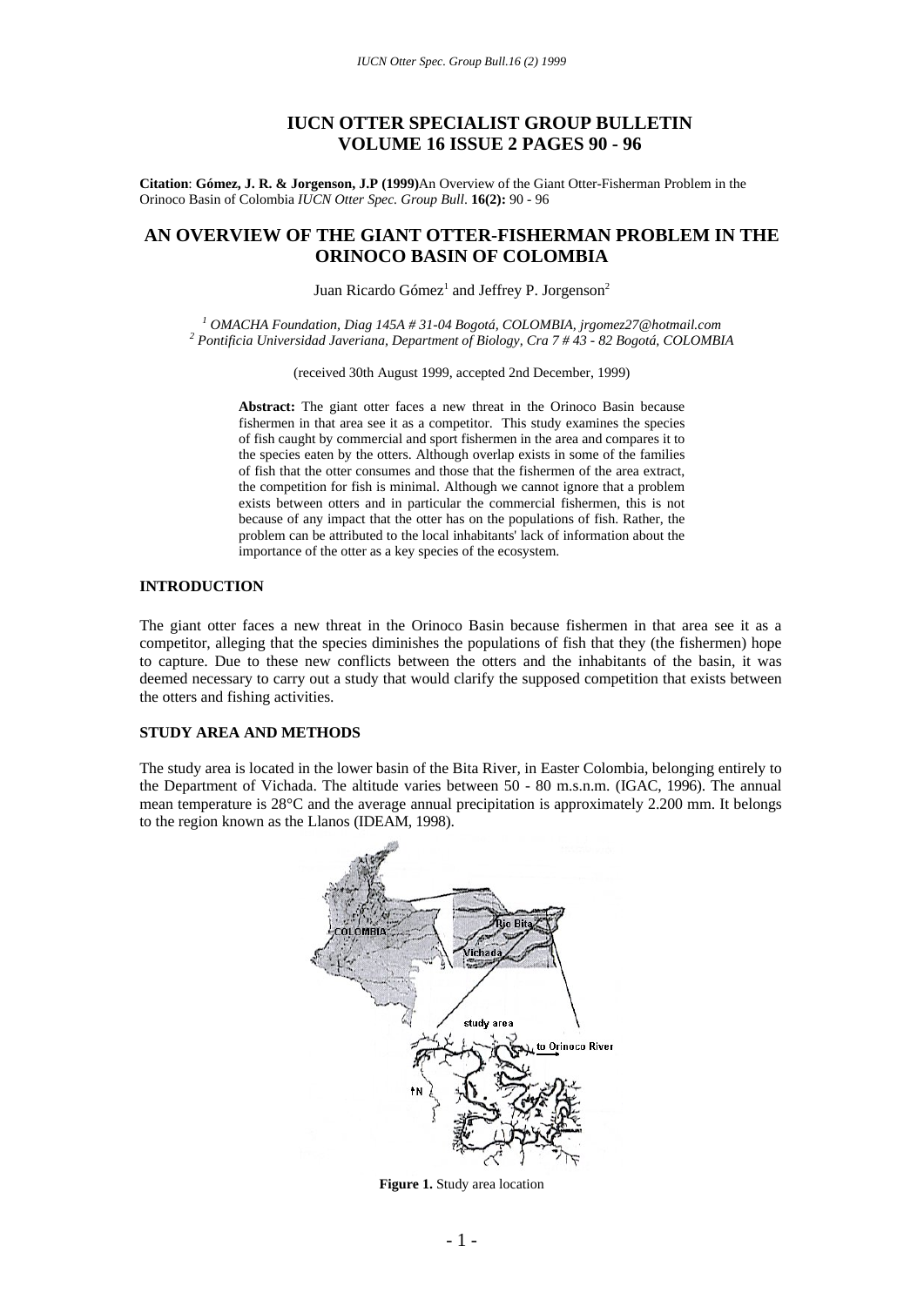# IUCN OTTER SPECIALIST GROUP BULLETIN
# VOLUME 16 ISSUE 2 PAGES 90 - 96

**Citation**: **Gómez, J. R. & Jorgenson, J.P (1999)**An Overview of the Giant Otter-Fisherman Problem in the Orinoco Basin of Colombia *IUCN Otter Spec. Group Bull.* **16(2):** 90 - 96

## AN OVERVIEW OF THE GIANT OTTER-FISHERMAN PROBLEM IN THE ORINOCO BASIN OF COLOMBIA

Juan Ricardo Gómez[1] and Jeffrey P. Jorgenson[2]

*[1] OMACHA Foundation, Diag 145A # 31-04 Bogotá, COLOMBIA, jrgomez27@hotmail.com*
*[2] Pontificia Universidad Javeriana, Department of Biology, Cra 7 # 43 - 82 Bogotá, COLOMBIA*

(received 30th August 1999, accepted 2nd December, 1999)

**Abstract:** The giant otter faces a new threat in the Orinoco Basin because fishermen in that area see it as a competitor. This study examines the species of fish caught by commercial and sport fishermen in the area and compares it to the species eaten by the otters. Although overlap exists in some of the families of fish that the otter consumes and those that the fishermen of the area extract, the competition for fish is minimal. Although we cannot ignore that a problem exists between otters and in particular the commercial fishermen, this is not because of any impact that the otter has on the populations of fish. Rather, the problem can be attributed to the local inhabitants' lack of information about the importance of the otter as a key species of the ecosystem.

### INTRODUCTION

The giant otter faces a new threat in the Orinoco Basin because fishermen in that area see it as a competitor, alleging that the species diminishes the populations of fish that they (the fishermen) hope to capture. Due to these new conflicts between the otters and the inhabitants of the basin, it was deemed necessary to carry out a study that would clarify the supposed competition that exists between the otters and fishing activities.

### STUDY AREA AND METHODS

The study area is located in the lower basin of the Bita River, in Easter Colombia, belonging entirely to the Department of Vichada. The altitude varies between 50 - 80 m.s.n.m. (IGAC, 1996). The annual mean temperature is 28°C and the average annual precipitation is approximately 2.200 mm. It belongs to the region known as the Llanos (IDEAM, 1998).

**Figure 1.** Study area location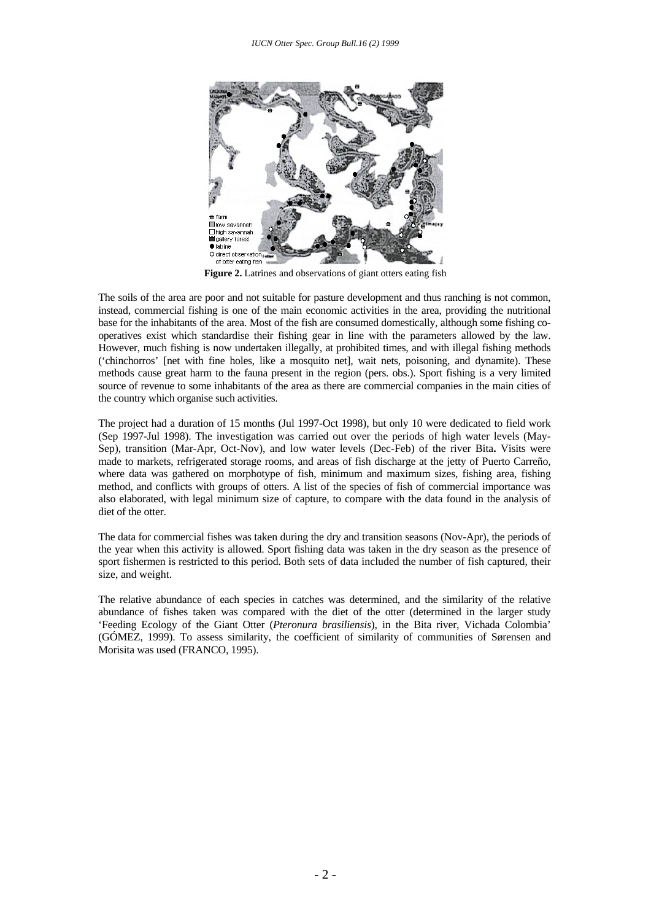**Figure 2.** Latrines and observations of giant otters eating fish

The soils of the area are poor and not suitable for pasture development and thus ranching is not common, instead, commercial fishing is one of the main economic activities in the area, providing the nutritional base for the inhabitants of the area. Most of the fish are consumed domestically, although some fishing co-operatives exist which standardise their fishing gear in line with the parameters allowed by the law. However, much fishing is now undertaken illegally, at prohibited times, and with illegal fishing methods ('chinchorros' [net with fine holes, like a mosquito net], wait nets, poisoning, and dynamite). These methods cause great harm to the fauna present in the region (pers. obs.). Sport fishing is a very limited source of revenue to some inhabitants of the area as there are commercial companies in the main cities of the country which organise such activities.

The project had a duration of 15 months (Jul 1997-Oct 1998), but only 10 were dedicated to field work (Sep 1997-Jul 1998). The investigation was carried out over the periods of high water levels (May-Sep), transition (Mar-Apr, Oct-Nov), and low water levels (Dec-Feb) of the river Bita**.** Visits were made to markets, refrigerated storage rooms, and areas of fish discharge at the jetty of Puerto Carreño, where data was gathered on morphotype of fish, minimum and maximum sizes, fishing area, fishing method, and conflicts with groups of otters. A list of the species of fish of commercial importance was also elaborated, with legal minimum size of capture, to compare with the data found in the analysis of diet of the otter.

The data for commercial fishes was taken during the dry and transition seasons (Nov-Apr), the periods of the year when this activity is allowed. Sport fishing data was taken in the dry season as the presence of sport fishermen is restricted to this period. Both sets of data included the number of fish captured, their size, and weight.

The relative abundance of each species in catches was determined, and the similarity of the relative abundance of fishes taken was compared with the diet of the otter (determined in the larger study 'Feeding Ecology of the Giant Otter (*Pteronura brasiliensis*), in the Bita river, Vichada Colombia' (GÓMEZ, 1999). To assess similarity, the coefficient of similarity of communities of Sørensen and Morisita was used (FRANCO, 1995).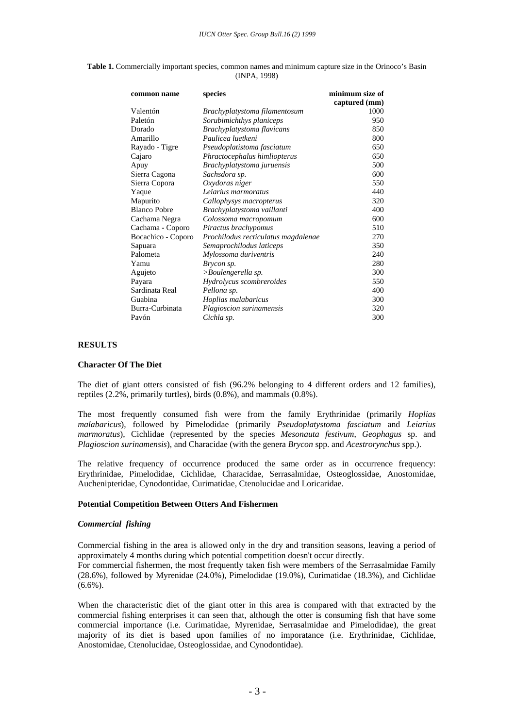**Table 1.** Commercially important species, common names and minimum capture size in the Orinoco's Basin (INPA, 1998)

| common name | species | minimum size of captured (mm) |
|---|---|---|
| Valentón | *Brachyplatystoma filamentosum* | 1000 |
| Paletón | *Sorubimichthys planiceps* | 950 |
| Dorado | *Brachyplatystoma flavicans* | 850 |
| Amarillo | *Paulicea luetkeni* | 800 |
| Rayado - Tigre | *Pseudoplatistoma fasciatum* | 650 |
| Cajaro | *Phractocephalus himliopterus* | 650 |
| Apuy | *Brachyplatystoma juruensis* | 500 |
| Sierra Cagona | *Sachsdora sp.* | 600 |
| Sierra Copora | *Oxydoras niger* | 550 |
| Yaque | *Leiarius marmoratus* | 440 |
| Mapurito | *Callophysys macropterus* | 320 |
| Blanco Pobre | *Brachyplatystoma vaillanti* | 400 |
| Cachama Negra | *Colossoma macropomum* | 600 |
| Cachama - Coporo | *Piractus brachypomus* | 510 |
| Bocachico - Coporo | *Prochilodus recticulatus magdalenae* | 270 |
| Sapuara | *Semaprochilodus laticeps* | 350 |
| Palometa | *Mylossoma duriventris* | 240 |
| Yamu | *Brycon sp.* | 280 |
| Agujeto | *>Boulengerella sp.* | 300 |
| Payara | *Hydrolycus scombreroides* | 550 |
| Sardinata Real | *Pellona sp.* | 400 |
| Guabina | *Hoplias malabaricus* | 300 |
| Burra-Curbinata | *Plagioscion surinamensis* | 320 |
| Pavón | *Cichla sp.* | 300 |

## RESULTS

### Character Of The Diet

The diet of giant otters consisted of fish (96.2% belonging to 4 different orders and 12 families), reptiles (2.2%, primarily turtles), birds (0.8%), and mammals (0.8%).

The most frequently consumed fish were from the family Erythrinidae (primarily *Hoplias malabaricus*), followed by Pimelodidae (primarily *Pseudoplatystoma fasciatum* and *Leiarius marmoratus*), Cichlidae (represented by the species *Mesonauta festivum*, *Geophagus* sp. and *Plagioscion surinamensis*), and Characidae (with the genera *Brycon* spp. and *Acestrorynchus* spp.).

The relative frequency of occurrence produced the same order as in occurrence frequency: Erythrinidae, Pimelodidae, Cichlidae, Characidae, Serrasalmidae, Osteoglossidae, Anostomidae, Auchenipteridae, Cynodontidae, Curimatidae, Ctenolucidae and Loricaridae.

### Potential Competition Between Otters And Fishermen

#### *Commercial fishing*

Commercial fishing in the area is allowed only in the dry and transition seasons, leaving a period of approximately 4 months during which potential competition doesn't occur directly.
For commercial fishermen, the most frequently taken fish were members of the Serrasalmidae Family (28.6%), followed by Myrenidae (24.0%), Pimelodidae (19.0%), Curimatidae (18.3%), and Cichlidae (6.6%).

When the characteristic diet of the giant otter in this area is compared with that extracted by the commercial fishing enterprises it can seen that, although the otter is consuming fish that have some commercial importance (i.e. Curimatidae, Myrenidae, Serrasalmidae and Pimelodidae), the great majority of its diet is based upon families of no imporatance (i.e. Erythrinidae, Cichlidae, Anostomidae, Ctenolucidae, Osteoglossidae, and Cynodontidae).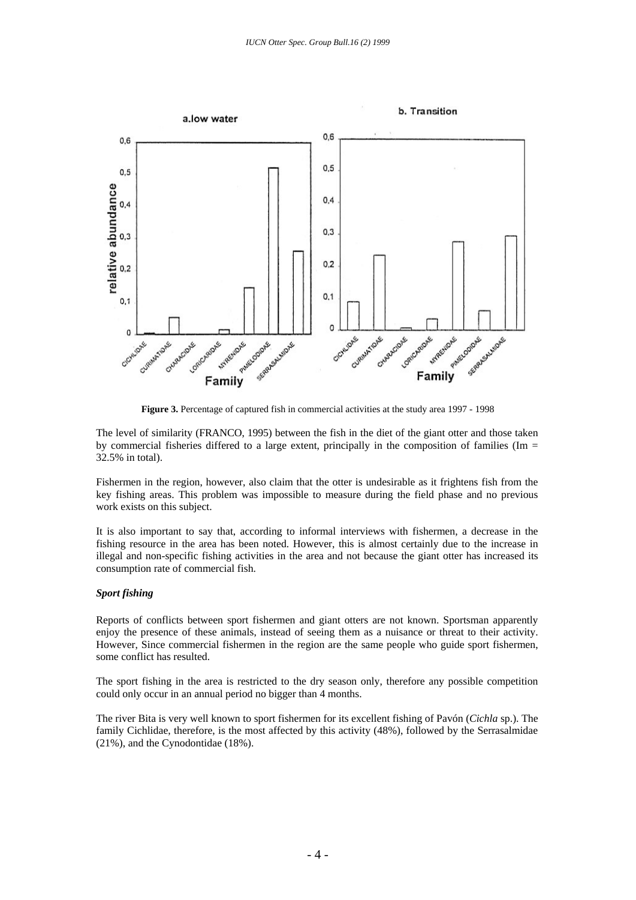**Figure 3.** Percentage of captured fish in commercial activities at the study area 1997 - 1998

The level of similarity (FRANCO, 1995) between the fish in the diet of the giant otter and those taken by commercial fisheries differed to a large extent, principally in the composition of families (Im = 32.5% in total).

Fishermen in the region, however, also claim that the otter is undesirable as it frightens fish from the key fishing areas. This problem was impossible to measure during the field phase and no previous work exists on this subject.

It is also important to say that, according to informal interviews with fishermen, a decrease in the fishing resource in the area has been noted. However, this is almost certainly due to the increase in illegal and non-specific fishing activities in the area and not because the giant otter has increased its consumption rate of commercial fish.

#### *Sport fishing*

Reports of conflicts between sport fishermen and giant otters are not known. Sportsman apparently enjoy the presence of these animals, instead of seeing them as a nuisance or threat to their activity. However, Since commercial fishermen in the region are the same people who guide sport fishermen, some conflict has resulted.

The sport fishing in the area is restricted to the dry season only, therefore any possible competition could only occur in an annual period no bigger than 4 months.

The river Bita is very well known to sport fishermen for its excellent fishing of Pavón (*Cichla* sp.). The family Cichlidae, therefore, is the most affected by this activity (48%), followed by the Serrasalmidae (21%), and the Cynodontidae (18%).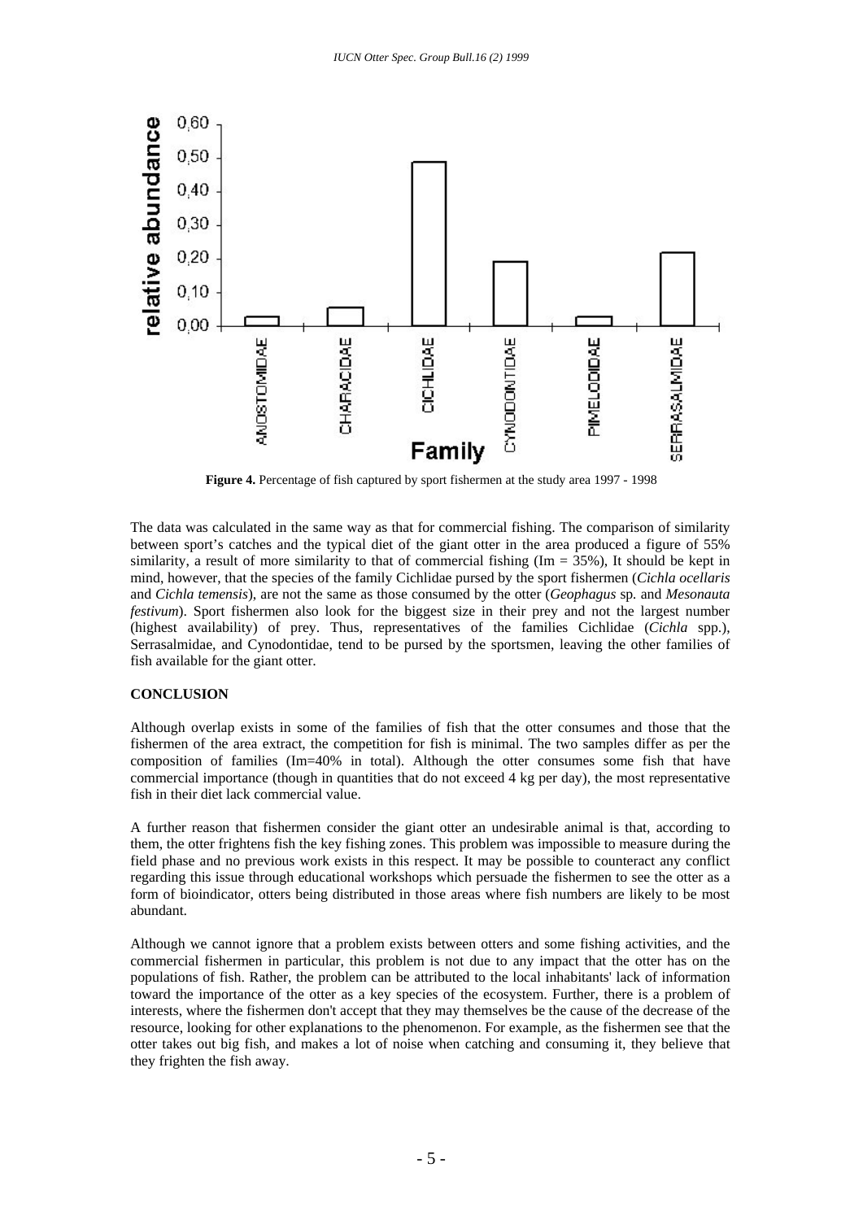**Figure 4.** Percentage of fish captured by sport fishermen at the study area 1997 - 1998

The data was calculated in the same way as that for commercial fishing. The comparison of similarity between sport's catches and the typical diet of the giant otter in the area produced a figure of 55% similarity, a result of more similarity to that of commercial fishing (Im = 35%), It should be kept in mind, however, that the species of the family Cichlidae pursed by the sport fishermen (*Cichla ocellaris* and *Cichla temensis*), are not the same as those consumed by the otter (*Geophagus* sp. and *Mesonauta festivum*). Sport fishermen also look for the biggest size in their prey and not the largest number (highest availability) of prey. Thus, representatives of the families Cichlidae (*Cichla* spp.), Serrasalmidae, and Cynodontidae, tend to be pursed by the sportsmen, leaving the other families of fish available for the giant otter.

## CONCLUSION

Although overlap exists in some of the families of fish that the otter consumes and those that the fishermen of the area extract, the competition for fish is minimal. The two samples differ as per the composition of families (Im=40% in total). Although the otter consumes some fish that have commercial importance (though in quantities that do not exceed 4 kg per day), the most representative fish in their diet lack commercial value.

A further reason that fishermen consider the giant otter an undesirable animal is that, according to them, the otter frightens fish the key fishing zones. This problem was impossible to measure during the field phase and no previous work exists in this respect. It may be possible to counteract any conflict regarding this issue through educational workshops which persuade the fishermen to see the otter as a form of bioindicator, otters being distributed in those areas where fish numbers are likely to be most abundant.

Although we cannot ignore that a problem exists between otters and some fishing activities, and the commercial fishermen in particular, this problem is not due to any impact that the otter has on the populations of fish. Rather, the problem can be attributed to the local inhabitants' lack of information toward the importance of the otter as a key species of the ecosystem. Further, there is a problem of interests, where the fishermen don't accept that they may themselves be the cause of the decrease of the resource, looking for other explanations to the phenomenon. For example, as the fishermen see that the otter takes out big fish, and makes a lot of noise when catching and consuming it, they believe that they frighten the fish away.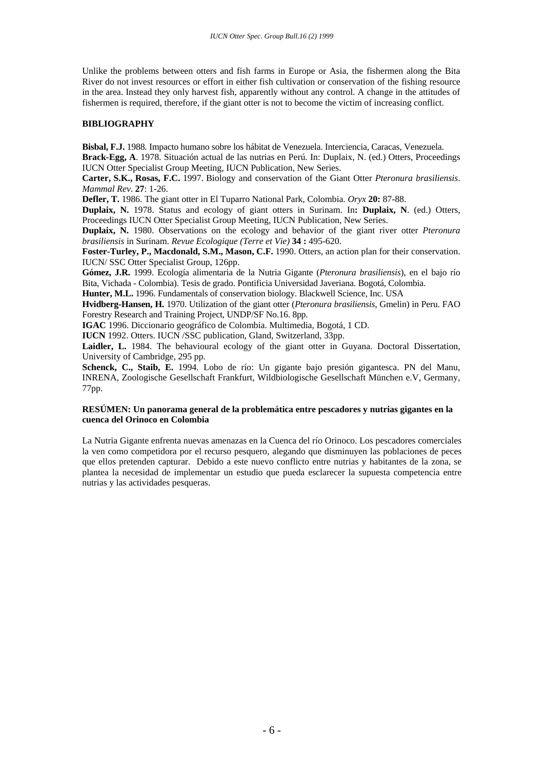Unlike the problems between otters and fish farms in Europe or Asia, the fishermen along the Bita River do not invest resources or effort in either fish cultivation or conservation of the fishing resource in the area. Instead they only harvest fish, apparently without any control. A change in the attitudes of fishermen is required, therefore, if the giant otter is not to become the victim of increasing conflict.

## BIBLIOGRAPHY

**Bisbal, F.J.** 1988. Impacto humano sobre los hábitat de Venezuela. Interciencia, Caracas, Venezuela.

**Brack-Egg, A**. 1978. Situación actual de las nutrias en Perú. In: Duplaix, N. (ed.) Otters, Proceedings IUCN Otter Specialist Group Meeting, IUCN Publication, New Series.

**Carter, S.K., Rosas, F.C.** 1997. Biology and conservation of the Giant Otter *Pteronura brasiliensis*. *Mammal Rev*. **27**: 1-26.

**Defler, T.** 1986. The giant otter in El Tuparro National Park, Colombia. *Oryx* **20:** 87-88.

**Duplaix, N.** 1978. Status and ecology of giant otters in Surinam. In**: Duplaix, N**. (ed.) Otters, Proceedings IUCN Otter Specialist Group Meeting, IUCN Publication, New Series.

**Duplaix, N.** 1980. Observations on the ecology and behavior of the giant river otter *Pteronura brasiliensis* in Surinam. *Revue Ecologique (Terre et Vie)* **34 :** 495-620.

**Foster-Turley, P., Macdonald, S.M., Mason, C.F.** 1990. Otters, an action plan for their conservation. IUCN/ SSC Otter Specialist Group, 126pp.

**Gómez, J.R.** 1999. Ecología alimentaria de la Nutria Gigante (*Pteronura brasiliensis*), en el bajo río Bita, Vichada - Colombia). Tesis de grado. Pontificia Universidad Javeriana. Bogotá, Colombia.

**Hunter, M.L.** 1996. Fundamentals of conservation biology. Blackwell Science, Inc. USA

**Hvidberg-Hansen, H.** 1970. Utilization of the giant otter (*Pteronura brasiliensis*, Gmelin) in Peru. FAO Forestry Research and Training Project, UNDP/SF No.16. 8pp.

**IGAC** 1996. Diccionario geográfico de Colombia. Multimedia, Bogotá, 1 CD.

**IUCN** 1992. Otters. IUCN /SSC publication, Gland, Switzerland, 33pp.

**Laidler, L.** 1984. The behavioural ecology of the giant otter in Guyana. Doctoral Dissertation, University of Cambridge, 295 pp.

**Schenck, C., Staib, E.** 1994. Lobo de río: Un gigante bajo presión gigantesca. PN del Manu, INRENA, Zoologische Gesellschaft Frankfurt, Wildbiologische Gesellschaft München e.V, Germany, 77pp.

### RESÚMEN: Un panorama general de la problemática entre pescadores y nutrias gigantes en la cuenca del Orinoco en Colombia

La Nutria Gigante enfrenta nuevas amenazas en la Cuenca del río Orinoco. Los pescadores comerciales la ven como competidora por el recurso pesquero, alegando que disminuyen las poblaciones de peces que ellos pretenden capturar. Debido a este nuevo conflicto entre nutrias y habitantes de la zona, se plantea la necesidad de implementar un estudio que pueda esclarecer la supuesta competencia entre nutrias y las actividades pesqueras.